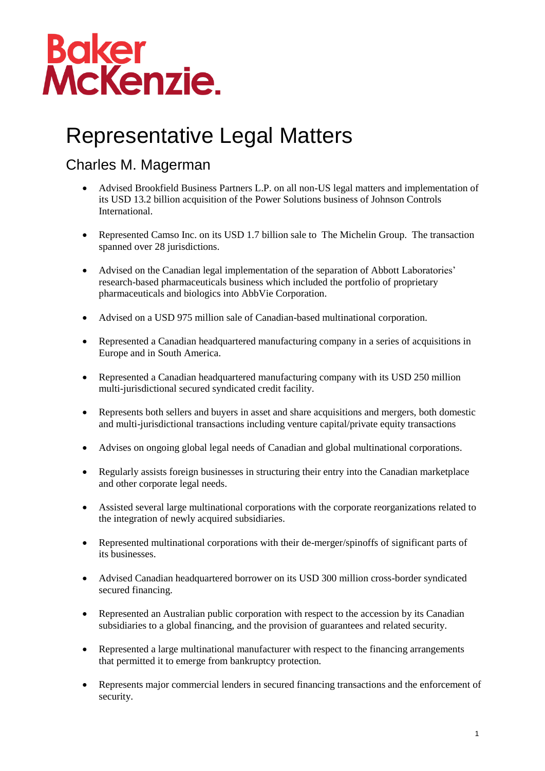Baker McKenzie.

# Representative Legal Matters

## Charles M. Magerman

- Advised Brookfield Business Partners L.P. on all non-US legal matters and implementation of its USD 13.2 billion acquisition of the Power Solutions business of Johnson Controls International.

- Represented Camso Inc. on its USD 1.7 billion sale to The Michelin Group. The transaction spanned over 28 jurisdictions.

- Advised on the Canadian legal implementation of the separation of Abbott Laboratories' research-based pharmaceuticals business which included the portfolio of proprietary pharmaceuticals and biologics into AbbVie Corporation.

- Advised on a USD 975 million sale of Canadian-based multinational corporation.

- Represented a Canadian headquartered manufacturing company in a series of acquisitions in Europe and in South America.

- Represented a Canadian headquartered manufacturing company with its USD 250 million multi-jurisdictional secured syndicated credit facility.

- Represents both sellers and buyers in asset and share acquisitions and mergers, both domestic and multi-jurisdictional transactions including venture capital/private equity transactions

- Advises on ongoing global legal needs of Canadian and global multinational corporations.

- Regularly assists foreign businesses in structuring their entry into the Canadian marketplace and other corporate legal needs.

- Assisted several large multinational corporations with the corporate reorganizations related to the integration of newly acquired subsidiaries.

- Represented multinational corporations with their de-merger/spinoffs of significant parts of its businesses.

- Advised Canadian headquartered borrower on its USD 300 million cross-border syndicated secured financing.

- Represented an Australian public corporation with respect to the accession by its Canadian subsidiaries to a global financing, and the provision of guarantees and related security.

- Represented a large multinational manufacturer with respect to the financing arrangements that permitted it to emerge from bankruptcy protection.

- Represents major commercial lenders in secured financing transactions and the enforcement of security.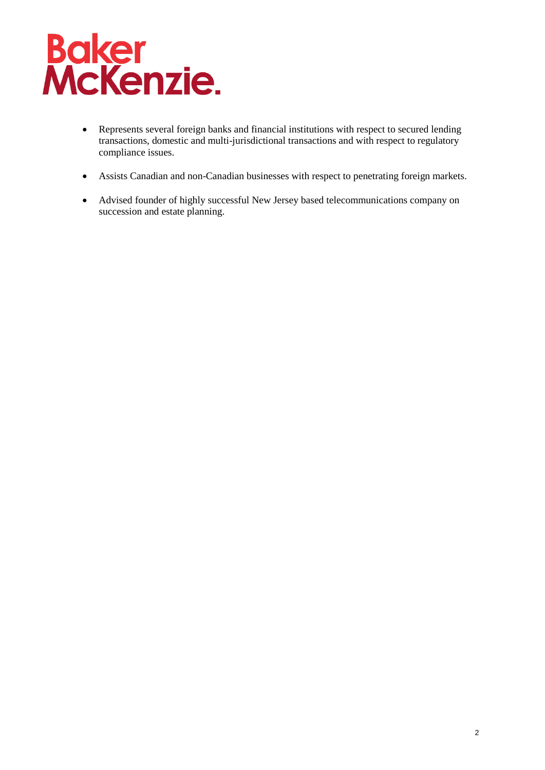- Represents several foreign banks and financial institutions with respect to secured lending transactions, domestic and multi-jurisdictional transactions and with respect to regulatory compliance issues.

- Assists Canadian and non-Canadian businesses with respect to penetrating foreign markets.

- Advised founder of highly successful New Jersey based telecommunications company on succession and estate planning.